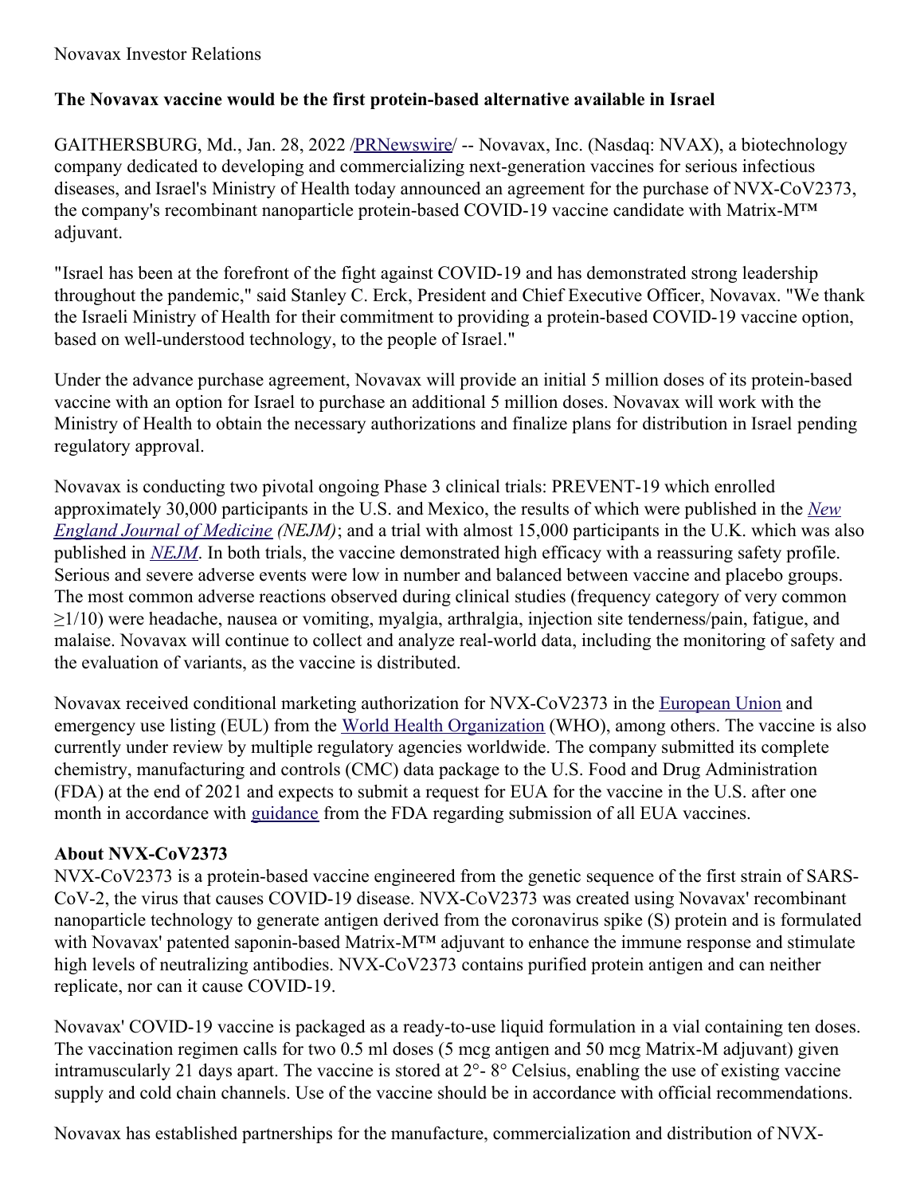Novavax Investor Relations

**The Novavax vaccine would be the first protein-based alternative available in Israel**

GAITHERSBURG, Md., Jan. 28, 2022 /PRNewswire/ -- Novavax, Inc. (Nasdaq: NVAX), a biotechnology company dedicated to developing and commercializing next-generation vaccines for serious infectious diseases, and Israel's Ministry of Health today announced an agreement for the purchase of NVX-CoV2373, the company's recombinant nanoparticle protein-based COVID-19 vaccine candidate with Matrix-M™ adjuvant.

"Israel has been at the forefront of the fight against COVID-19 and has demonstrated strong leadership throughout the pandemic," said Stanley C. Erck, President and Chief Executive Officer, Novavax. "We thank the Israeli Ministry of Health for their commitment to providing a protein-based COVID-19 vaccine option, based on well-understood technology, to the people of Israel."

Under the advance purchase agreement, Novavax will provide an initial 5 million doses of its protein-based vaccine with an option for Israel to purchase an additional 5 million doses. Novavax will work with the Ministry of Health to obtain the necessary authorizations and finalize plans for distribution in Israel pending regulatory approval.

Novavax is conducting two pivotal ongoing Phase 3 clinical trials: PREVENT-19 which enrolled approximately 30,000 participants in the U.S. and Mexico, the results of which were published in the *New England Journal of Medicine (NEJM)*; and a trial with almost 15,000 participants in the U.K. which was also published in *NEJM*. In both trials, the vaccine demonstrated high efficacy with a reassuring safety profile. Serious and severe adverse events were low in number and balanced between vaccine and placebo groups. The most common adverse reactions observed during clinical studies (frequency category of very common ≥1/10) were headache, nausea or vomiting, myalgia, arthralgia, injection site tenderness/pain, fatigue, and malaise. Novavax will continue to collect and analyze real-world data, including the monitoring of safety and the evaluation of variants, as the vaccine is distributed.

Novavax received conditional marketing authorization for NVX-CoV2373 in the European Union and emergency use listing (EUL) from the World Health Organization (WHO), among others. The vaccine is also currently under review by multiple regulatory agencies worldwide. The company submitted its complete chemistry, manufacturing and controls (CMC) data package to the U.S. Food and Drug Administration (FDA) at the end of 2021 and expects to submit a request for EUA for the vaccine in the U.S. after one month in accordance with guidance from the FDA regarding submission of all EUA vaccines.

**About NVX-CoV2373**

NVX-CoV2373 is a protein-based vaccine engineered from the genetic sequence of the first strain of SARS-CoV-2, the virus that causes COVID-19 disease. NVX-CoV2373 was created using Novavax' recombinant nanoparticle technology to generate antigen derived from the coronavirus spike (S) protein and is formulated with Novavax' patented saponin-based Matrix-M™ adjuvant to enhance the immune response and stimulate high levels of neutralizing antibodies. NVX-CoV2373 contains purified protein antigen and can neither replicate, nor can it cause COVID-19.

Novavax' COVID-19 vaccine is packaged as a ready-to-use liquid formulation in a vial containing ten doses. The vaccination regimen calls for two 0.5 ml doses (5 mcg antigen and 50 mcg Matrix-M adjuvant) given intramuscularly 21 days apart. The vaccine is stored at 2°- 8° Celsius, enabling the use of existing vaccine supply and cold chain channels. Use of the vaccine should be in accordance with official recommendations.

Novavax has established partnerships for the manufacture, commercialization and distribution of NVX-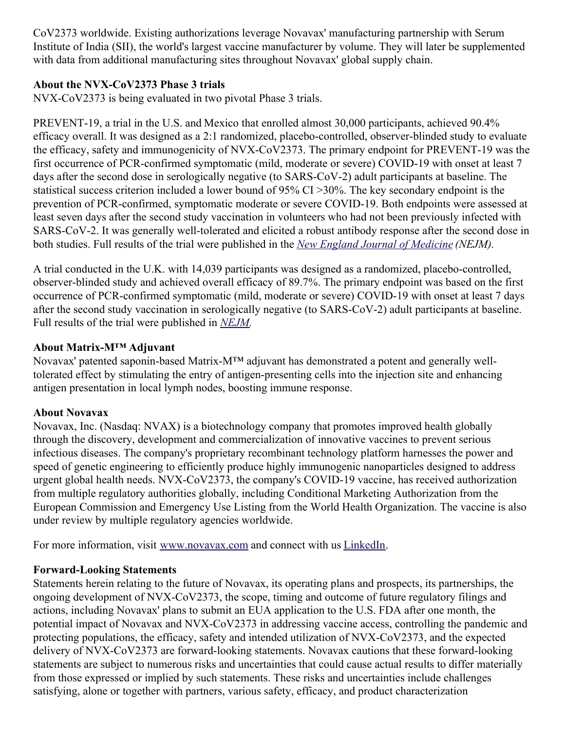CoV2373 worldwide. Existing authorizations leverage Novavax' manufacturing partnership with Serum Institute of India (SII), the world's largest vaccine manufacturer by volume. They will later be supplemented with data from additional manufacturing sites throughout Novavax' global supply chain.

**About the NVX-CoV2373 Phase 3 trials**

NVX-CoV2373 is being evaluated in two pivotal Phase 3 trials.

PREVENT-19, a trial in the U.S. and Mexico that enrolled almost 30,000 participants, achieved 90.4% efficacy overall. It was designed as a 2:1 randomized, placebo-controlled, observer-blinded study to evaluate the efficacy, safety and immunogenicity of NVX-CoV2373. The primary endpoint for PREVENT-19 was the first occurrence of PCR-confirmed symptomatic (mild, moderate or severe) COVID-19 with onset at least 7 days after the second dose in serologically negative (to SARS-CoV-2) adult participants at baseline. The statistical success criterion included a lower bound of 95% CI >30%. The key secondary endpoint is the prevention of PCR-confirmed, symptomatic moderate or severe COVID-19. Both endpoints were assessed at least seven days after the second study vaccination in volunteers who had not been previously infected with SARS-CoV-2. It was generally well-tolerated and elicited a robust antibody response after the second dose in both studies. Full results of the trial were published in the *New England Journal of Medicine (NEJM).*

A trial conducted in the U.K. with 14,039 participants was designed as a randomized, placebo-controlled, observer-blinded study and achieved overall efficacy of 89.7%. The primary endpoint was based on the first occurrence of PCR-confirmed symptomatic (mild, moderate or severe) COVID-19 with onset at least 7 days after the second study vaccination in serologically negative (to SARS-CoV-2) adult participants at baseline. Full results of the trial were published in *NEJM.*

**About Matrix-M™ Adjuvant**

Novavax' patented saponin-based Matrix-M™ adjuvant has demonstrated a potent and generally well-tolerated effect by stimulating the entry of antigen-presenting cells into the injection site and enhancing antigen presentation in local lymph nodes, boosting immune response.

**About Novavax**

Novavax, Inc. (Nasdaq: NVAX) is a biotechnology company that promotes improved health globally through the discovery, development and commercialization of innovative vaccines to prevent serious infectious diseases. The company's proprietary recombinant technology platform harnesses the power and speed of genetic engineering to efficiently produce highly immunogenic nanoparticles designed to address urgent global health needs. NVX-CoV2373, the company's COVID-19 vaccine, has received authorization from multiple regulatory authorities globally, including Conditional Marketing Authorization from the European Commission and Emergency Use Listing from the World Health Organization. The vaccine is also under review by multiple regulatory agencies worldwide.

For more information, visit www.novavax.com and connect with us LinkedIn.

**Forward-Looking Statements**

Statements herein relating to the future of Novavax, its operating plans and prospects, its partnerships, the ongoing development of NVX-CoV2373, the scope, timing and outcome of future regulatory filings and actions, including Novavax' plans to submit an EUA application to the U.S. FDA after one month, the potential impact of Novavax and NVX-CoV2373 in addressing vaccine access, controlling the pandemic and protecting populations, the efficacy, safety and intended utilization of NVX-CoV2373, and the expected delivery of NVX-CoV2373 are forward-looking statements. Novavax cautions that these forward-looking statements are subject to numerous risks and uncertainties that could cause actual results to differ materially from those expressed or implied by such statements. These risks and uncertainties include challenges satisfying, alone or together with partners, various safety, efficacy, and product characterization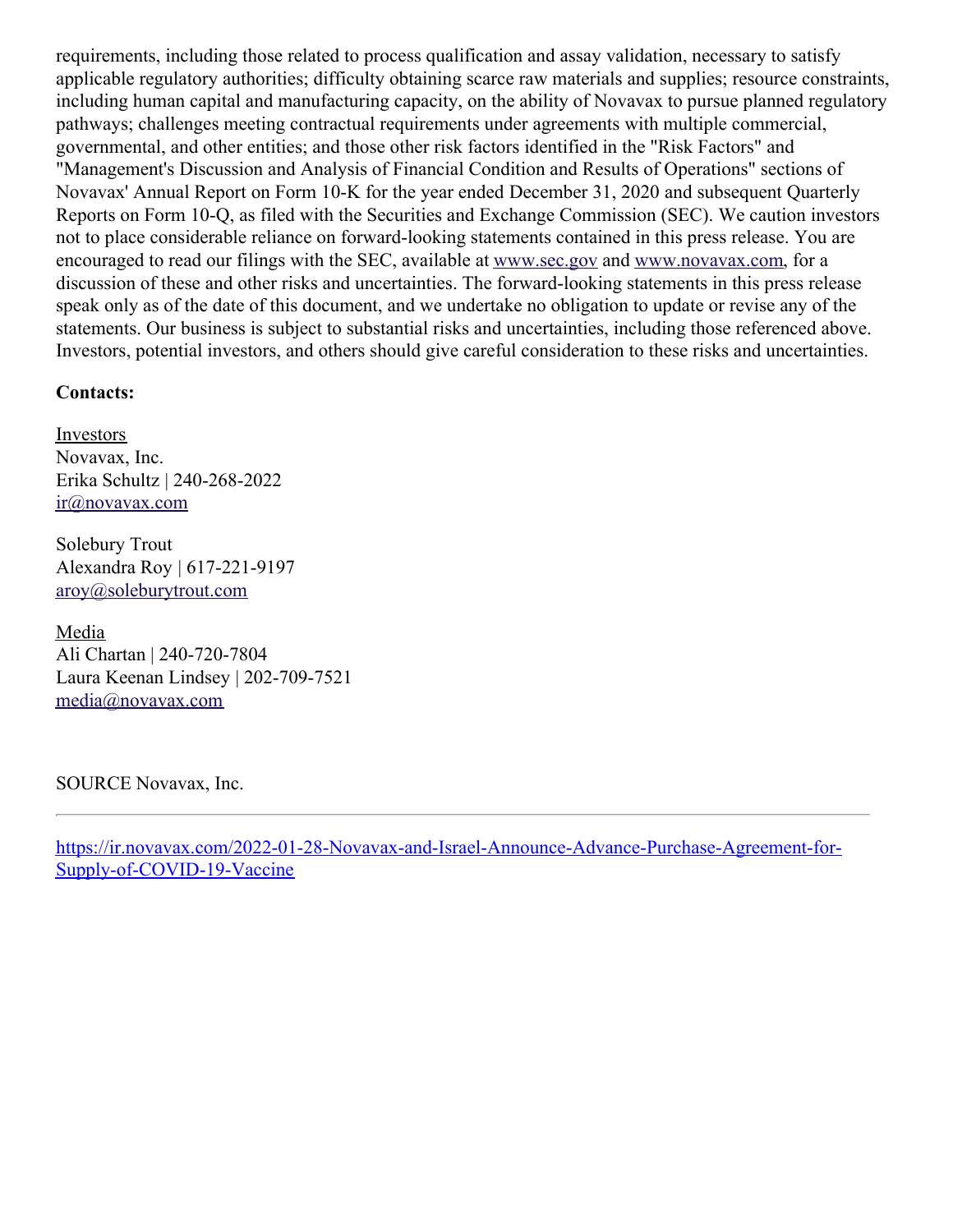requirements, including those related to process qualification and assay validation, necessary to satisfy applicable regulatory authorities; difficulty obtaining scarce raw materials and supplies; resource constraints, including human capital and manufacturing capacity, on the ability of Novavax to pursue planned regulatory pathways; challenges meeting contractual requirements under agreements with multiple commercial, governmental, and other entities; and those other risk factors identified in the "Risk Factors" and "Management's Discussion and Analysis of Financial Condition and Results of Operations" sections of Novavax' Annual Report on Form 10-K for the year ended December 31, 2020 and subsequent Quarterly Reports on Form 10-Q, as filed with the Securities and Exchange Commission (SEC). We caution investors not to place considerable reliance on forward-looking statements contained in this press release. You are encouraged to read our filings with the SEC, available at [www.sec.gov](http://www.sec.gov) and [www.novavax.com](http://www.novavax.com), for a discussion of these and other risks and uncertainties. The forward-looking statements in this press release speak only as of the date of this document, and we undertake no obligation to update or revise any of the statements. Our business is subject to substantial risks and uncertainties, including those referenced above. Investors, potential investors, and others should give careful consideration to these risks and uncertainties.

**Contacts:**

Investors
Novavax, Inc.
Erika Schultz | 240-268-2022
[ir@novavax.com](mailto:ir@novavax.com)

Solebury Trout
Alexandra Roy | 617-221-9197
[aroy@soleburytrout.com](mailto:aroy@soleburytrout.com)

Media
Ali Chartan | 240-720-7804
Laura Keenan Lindsey | 202-709-7521
[media@novavax.com](mailto:media@novavax.com)

SOURCE Novavax, Inc.

---

[https://ir.novavax.com/2022-01-28-Novavax-and-Israel-Announce-Advance-Purchase-Agreement-for-Supply-of-COVID-19-Vaccine](https://ir.novavax.com/2022-01-28-Novavax-and-Israel-Announce-Advance-Purchase-Agreement-for-Supply-of-COVID-19-Vaccine)